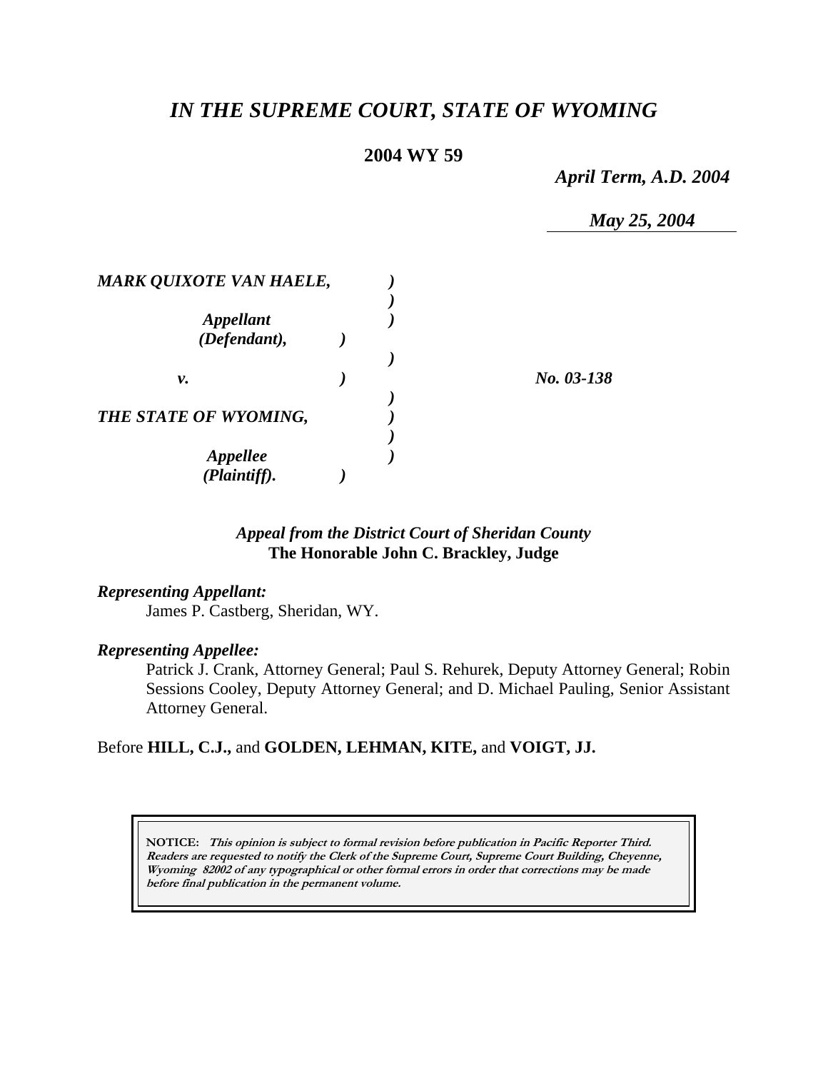# *IN THE SUPREME COURT, STATE OF WYOMING*

**2004 WY 59**

*April Term, A.D. 2004*

*May 25, 2004*

| | | |
|---|---|---|
| ***MARK QUIXOTE VAN HAELE,*** | ) | |
| | ) | |
| ***Appellant*** | ) | |
| ***(Defendant),*** | ) | |
| | ) | |
| ***v.*** | ) | ***No. 03-138*** |
| | ) | |
| ***THE STATE OF WYOMING,*** | ) | |
| | ) | |
| ***Appellee*** | ) | |
| ***(Plaintiff).*** | ) | |

*Appeal from the District Court of Sheridan County*
**The Honorable John C. Brackley, Judge**

***Representing Appellant:***
James P. Castberg, Sheridan, WY.

***Representing Appellee:***
Patrick J. Crank, Attorney General; Paul S. Rehurek, Deputy Attorney General; Robin Sessions Cooley, Deputy Attorney General; and D. Michael Pauling, Senior Assistant Attorney General.

Before **HILL, C.J.,** and **GOLDEN, LEHMAN, KITE,** and **VOIGT, JJ.**

**NOTICE:** ***This opinion is subject to formal revision before publication in Pacific Reporter Third. Readers are requested to notify the Clerk of the Supreme Court, Supreme Court Building, Cheyenne, Wyoming 82002 of any typographical or other formal errors in order that corrections may be made before final publication in the permanent volume.***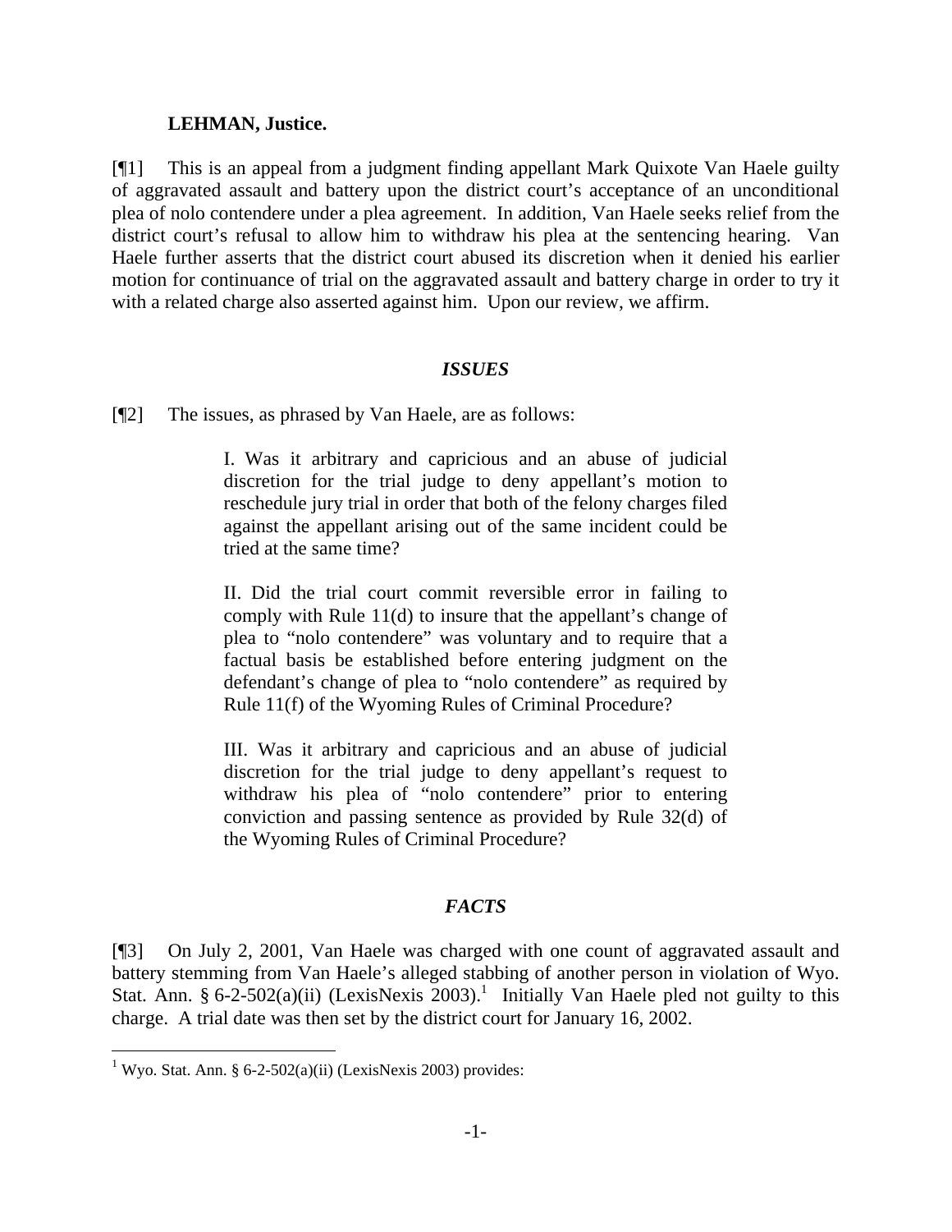**LEHMAN, Justice.**

[¶1] This is an appeal from a judgment finding appellant Mark Quixote Van Haele guilty of aggravated assault and battery upon the district court's acceptance of an unconditional plea of nolo contendere under a plea agreement. In addition, Van Haele seeks relief from the district court's refusal to allow him to withdraw his plea at the sentencing hearing. Van Haele further asserts that the district court abused its discretion when it denied his earlier motion for continuance of trial on the aggravated assault and battery charge in order to try it with a related charge also asserted against him. Upon our review, we affirm.

## *ISSUES*

[¶2] The issues, as phrased by Van Haele, are as follows:

> I. Was it arbitrary and capricious and an abuse of judicial discretion for the trial judge to deny appellant's motion to reschedule jury trial in order that both of the felony charges filed against the appellant arising out of the same incident could be tried at the same time?
>
> II. Did the trial court commit reversible error in failing to comply with Rule 11(d) to insure that the appellant's change of plea to "nolo contendere" was voluntary and to require that a factual basis be established before entering judgment on the defendant's change of plea to "nolo contendere" as required by Rule 11(f) of the Wyoming Rules of Criminal Procedure?
>
> III. Was it arbitrary and capricious and an abuse of judicial discretion for the trial judge to deny appellant's request to withdraw his plea of "nolo contendere" prior to entering conviction and passing sentence as provided by Rule 32(d) of the Wyoming Rules of Criminal Procedure?

## *FACTS*

[¶3] On July 2, 2001, Van Haele was charged with one count of aggravated assault and battery stemming from Van Haele's alleged stabbing of another person in violation of Wyo. Stat. Ann. § 6-2-502(a)(ii) (LexisNexis 2003).[1] Initially Van Haele pled not guilty to this charge. A trial date was then set by the district court for January 16, 2002.

---

[1] Wyo. Stat. Ann. § 6-2-502(a)(ii) (LexisNexis 2003) provides: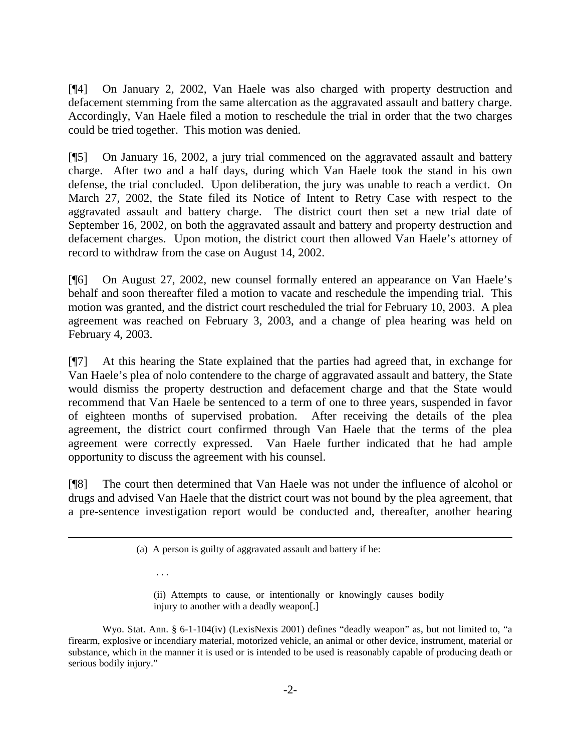[¶4] On January 2, 2002, Van Haele was also charged with property destruction and defacement stemming from the same altercation as the aggravated assault and battery charge. Accordingly, Van Haele filed a motion to reschedule the trial in order that the two charges could be tried together. This motion was denied.

[¶5] On January 16, 2002, a jury trial commenced on the aggravated assault and battery charge. After two and a half days, during which Van Haele took the stand in his own defense, the trial concluded. Upon deliberation, the jury was unable to reach a verdict. On March 27, 2002, the State filed its Notice of Intent to Retry Case with respect to the aggravated assault and battery charge. The district court then set a new trial date of September 16, 2002, on both the aggravated assault and battery and property destruction and defacement charges. Upon motion, the district court then allowed Van Haele's attorney of record to withdraw from the case on August 14, 2002.

[¶6] On August 27, 2002, new counsel formally entered an appearance on Van Haele's behalf and soon thereafter filed a motion to vacate and reschedule the impending trial. This motion was granted, and the district court rescheduled the trial for February 10, 2003. A plea agreement was reached on February 3, 2003, and a change of plea hearing was held on February 4, 2003.

[¶7] At this hearing the State explained that the parties had agreed that, in exchange for Van Haele's plea of nolo contendere to the charge of aggravated assault and battery, the State would dismiss the property destruction and defacement charge and that the State would recommend that Van Haele be sentenced to a term of one to three years, suspended in favor of eighteen months of supervised probation. After receiving the details of the plea agreement, the district court confirmed through Van Haele that the terms of the plea agreement were correctly expressed. Van Haele further indicated that he had ample opportunity to discuss the agreement with his counsel.

[¶8] The court then determined that Van Haele was not under the influence of alcohol or drugs and advised Van Haele that the district court was not bound by the plea agreement, that a pre-sentence investigation report would be conducted and, thereafter, another hearing

---

> (a) A person is guilty of aggravated assault and battery if he:
>
> . . .
>
> (ii) Attempts to cause, or intentionally or knowingly causes bodily injury to another with a deadly weapon[.]

Wyo. Stat. Ann. § 6-1-104(iv) (LexisNexis 2001) defines "deadly weapon" as, but not limited to, "a firearm, explosive or incendiary material, motorized vehicle, an animal or other device, instrument, material or substance, which in the manner it is used or is intended to be used is reasonably capable of producing death or serious bodily injury."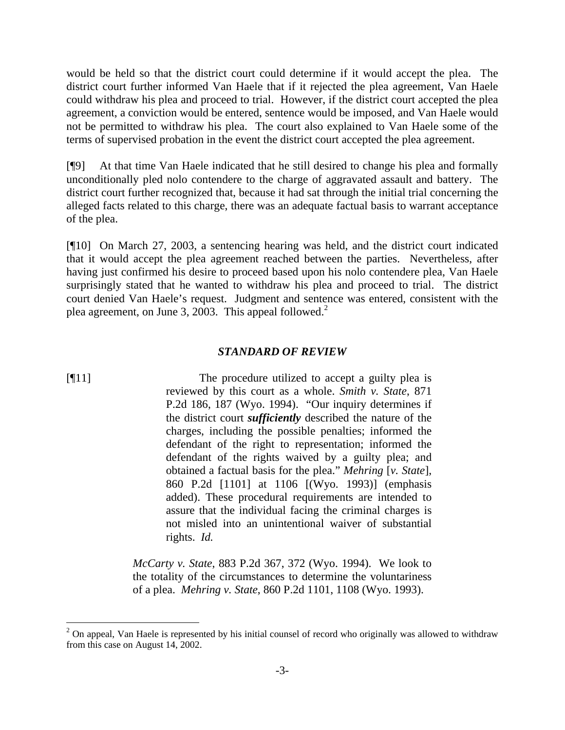would be held so that the district court could determine if it would accept the plea. The district court further informed Van Haele that if it rejected the plea agreement, Van Haele could withdraw his plea and proceed to trial. However, if the district court accepted the plea agreement, a conviction would be entered, sentence would be imposed, and Van Haele would not be permitted to withdraw his plea. The court also explained to Van Haele some of the terms of supervised probation in the event the district court accepted the plea agreement.

[¶9] At that time Van Haele indicated that he still desired to change his plea and formally unconditionally pled nolo contendere to the charge of aggravated assault and battery. The district court further recognized that, because it had sat through the initial trial concerning the alleged facts related to this charge, there was an adequate factual basis to warrant acceptance of the plea.

[¶10] On March 27, 2003, a sentencing hearing was held, and the district court indicated that it would accept the plea agreement reached between the parties. Nevertheless, after having just confirmed his desire to proceed based upon his nolo contendere plea, Van Haele surprisingly stated that he wanted to withdraw his plea and proceed to trial. The district court denied Van Haele's request. Judgment and sentence was entered, consistent with the plea agreement, on June 3, 2003. This appeal followed.[2]

### *STANDARD OF REVIEW*

[¶11]

> The procedure utilized to accept a guilty plea is reviewed by this court as a whole. *Smith v. State*, 871 P.2d 186, 187 (Wyo. 1994). "Our inquiry determines if the district court ***sufficiently*** described the nature of the charges, including the possible penalties; informed the defendant of the right to representation; informed the defendant of the rights waived by a guilty plea; and obtained a factual basis for the plea." *Mehring* [*v. State*], 860 P.2d [1101] at 1106 [(Wyo. 1993)] (emphasis added). These procedural requirements are intended to assure that the individual facing the criminal charges is not misled into an unintentional waiver of substantial rights. *Id.*

*McCarty v. State*, 883 P.2d 367, 372 (Wyo. 1994). We look to the totality of the circumstances to determine the voluntariness of a plea. *Mehring v. State*, 860 P.2d 1101, 1108 (Wyo. 1993).

---

[2] On appeal, Van Haele is represented by his initial counsel of record who originally was allowed to withdraw from this case on August 14, 2002.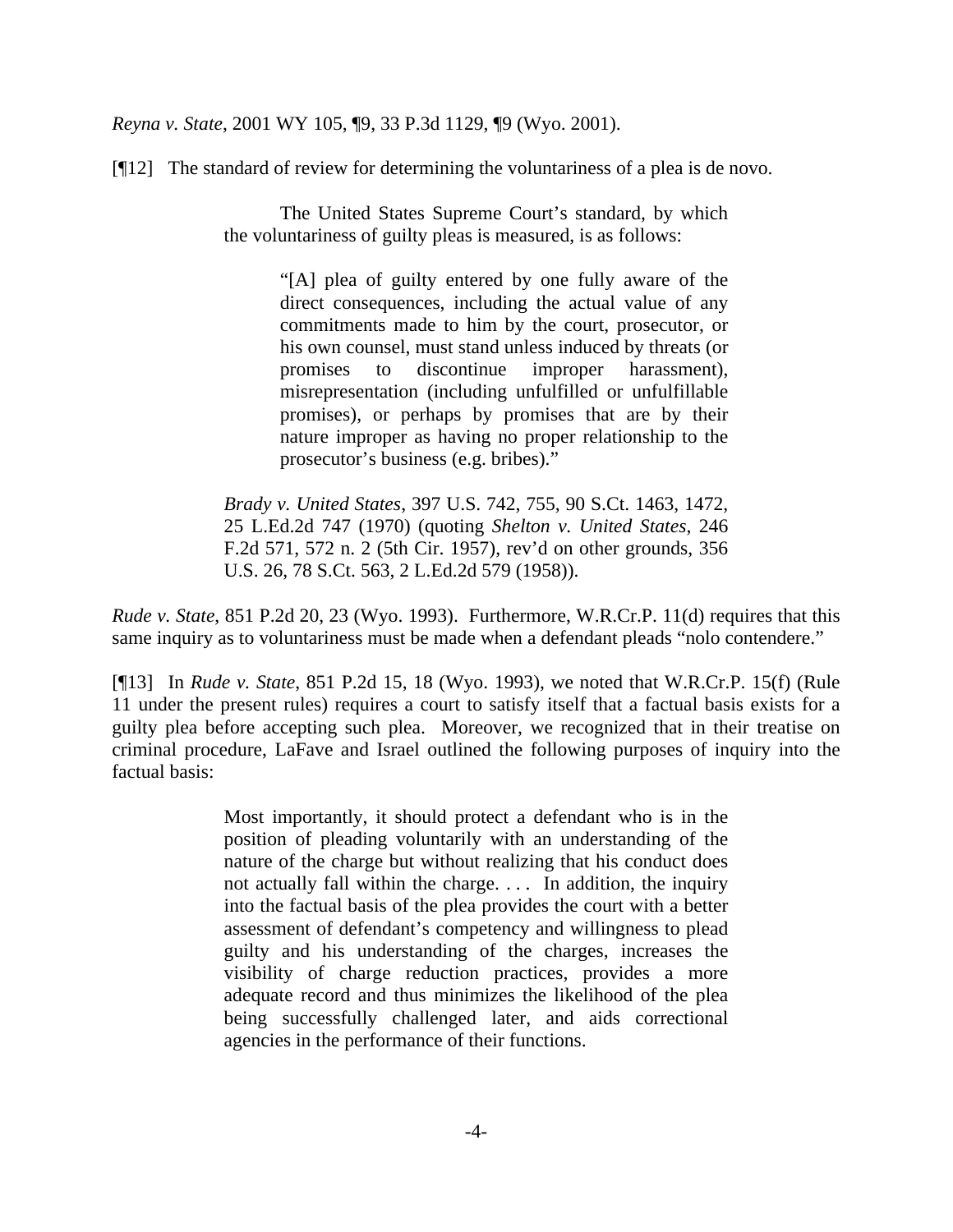*Reyna v. State*, 2001 WY 105, ¶9, 33 P.3d 1129, ¶9 (Wyo. 2001).

[¶12] The standard of review for determining the voluntariness of a plea is de novo.

> The United States Supreme Court's standard, by which the voluntariness of guilty pleas is measured, is as follows:
>
> > "[A] plea of guilty entered by one fully aware of the direct consequences, including the actual value of any commitments made to him by the court, prosecutor, or his own counsel, must stand unless induced by threats (or promises to discontinue improper harassment), misrepresentation (including unfulfilled or unfulfillable promises), or perhaps by promises that are by their nature improper as having no proper relationship to the prosecutor's business (e.g. bribes)."
>
> *Brady v. United States*, 397 U.S. 742, 755, 90 S.Ct. 1463, 1472, 25 L.Ed.2d 747 (1970) (quoting *Shelton v. United States*, 246 F.2d 571, 572 n. 2 (5th Cir. 1957), rev'd on other grounds, 356 U.S. 26, 78 S.Ct. 563, 2 L.Ed.2d 579 (1958)).

*Rude v. State*, 851 P.2d 20, 23 (Wyo. 1993). Furthermore, W.R.Cr.P. 11(d) requires that this same inquiry as to voluntariness must be made when a defendant pleads "nolo contendere."

[¶13] In *Rude v. State*, 851 P.2d 15, 18 (Wyo. 1993), we noted that W.R.Cr.P. 15(f) (Rule 11 under the present rules) requires a court to satisfy itself that a factual basis exists for a guilty plea before accepting such plea. Moreover, we recognized that in their treatise on criminal procedure, LaFave and Israel outlined the following purposes of inquiry into the factual basis:

> Most importantly, it should protect a defendant who is in the position of pleading voluntarily with an understanding of the nature of the charge but without realizing that his conduct does not actually fall within the charge. . . . In addition, the inquiry into the factual basis of the plea provides the court with a better assessment of defendant's competency and willingness to plead guilty and his understanding of the charges, increases the visibility of charge reduction practices, provides a more adequate record and thus minimizes the likelihood of the plea being successfully challenged later, and aids correctional agencies in the performance of their functions.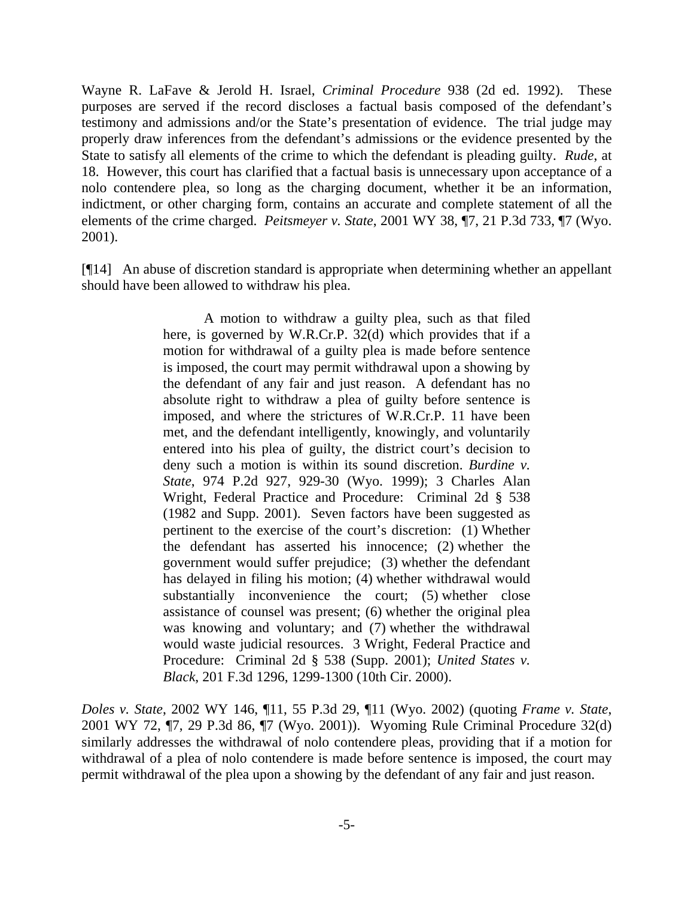Wayne R. LaFave & Jerold H. Israel, *Criminal Procedure* 938 (2d ed. 1992). These purposes are served if the record discloses a factual basis composed of the defendant's testimony and admissions and/or the State's presentation of evidence. The trial judge may properly draw inferences from the defendant's admissions or the evidence presented by the State to satisfy all elements of the crime to which the defendant is pleading guilty. *Rude*, at 18. However, this court has clarified that a factual basis is unnecessary upon acceptance of a nolo contendere plea, so long as the charging document, whether it be an information, indictment, or other charging form, contains an accurate and complete statement of all the elements of the crime charged. *Peitsmeyer v. State*, 2001 WY 38, ¶7, 21 P.3d 733, ¶7 (Wyo. 2001).

[¶14] An abuse of discretion standard is appropriate when determining whether an appellant should have been allowed to withdraw his plea.

> A motion to withdraw a guilty plea, such as that filed here, is governed by W.R.Cr.P. 32(d) which provides that if a motion for withdrawal of a guilty plea is made before sentence is imposed, the court may permit withdrawal upon a showing by the defendant of any fair and just reason. A defendant has no absolute right to withdraw a plea of guilty before sentence is imposed, and where the strictures of W.R.Cr.P. 11 have been met, and the defendant intelligently, knowingly, and voluntarily entered into his plea of guilty, the district court's decision to deny such a motion is within its sound discretion. *Burdine v. State*, 974 P.2d 927, 929-30 (Wyo. 1999); 3 Charles Alan Wright, Federal Practice and Procedure: Criminal 2d § 538 (1982 and Supp. 2001). Seven factors have been suggested as pertinent to the exercise of the court's discretion: (1) Whether the defendant has asserted his innocence; (2) whether the government would suffer prejudice; (3) whether the defendant has delayed in filing his motion; (4) whether withdrawal would substantially inconvenience the court; (5) whether close assistance of counsel was present; (6) whether the original plea was knowing and voluntary; and (7) whether the withdrawal would waste judicial resources. 3 Wright, Federal Practice and Procedure: Criminal 2d § 538 (Supp. 2001); *United States v. Black*, 201 F.3d 1296, 1299-1300 (10th Cir. 2000).

*Doles v. State*, 2002 WY 146, ¶11, 55 P.3d 29, ¶11 (Wyo. 2002) (quoting *Frame v. State*, 2001 WY 72, ¶7, 29 P.3d 86, ¶7 (Wyo. 2001)). Wyoming Rule Criminal Procedure 32(d) similarly addresses the withdrawal of nolo contendere pleas, providing that if a motion for withdrawal of a plea of nolo contendere is made before sentence is imposed, the court may permit withdrawal of the plea upon a showing by the defendant of any fair and just reason.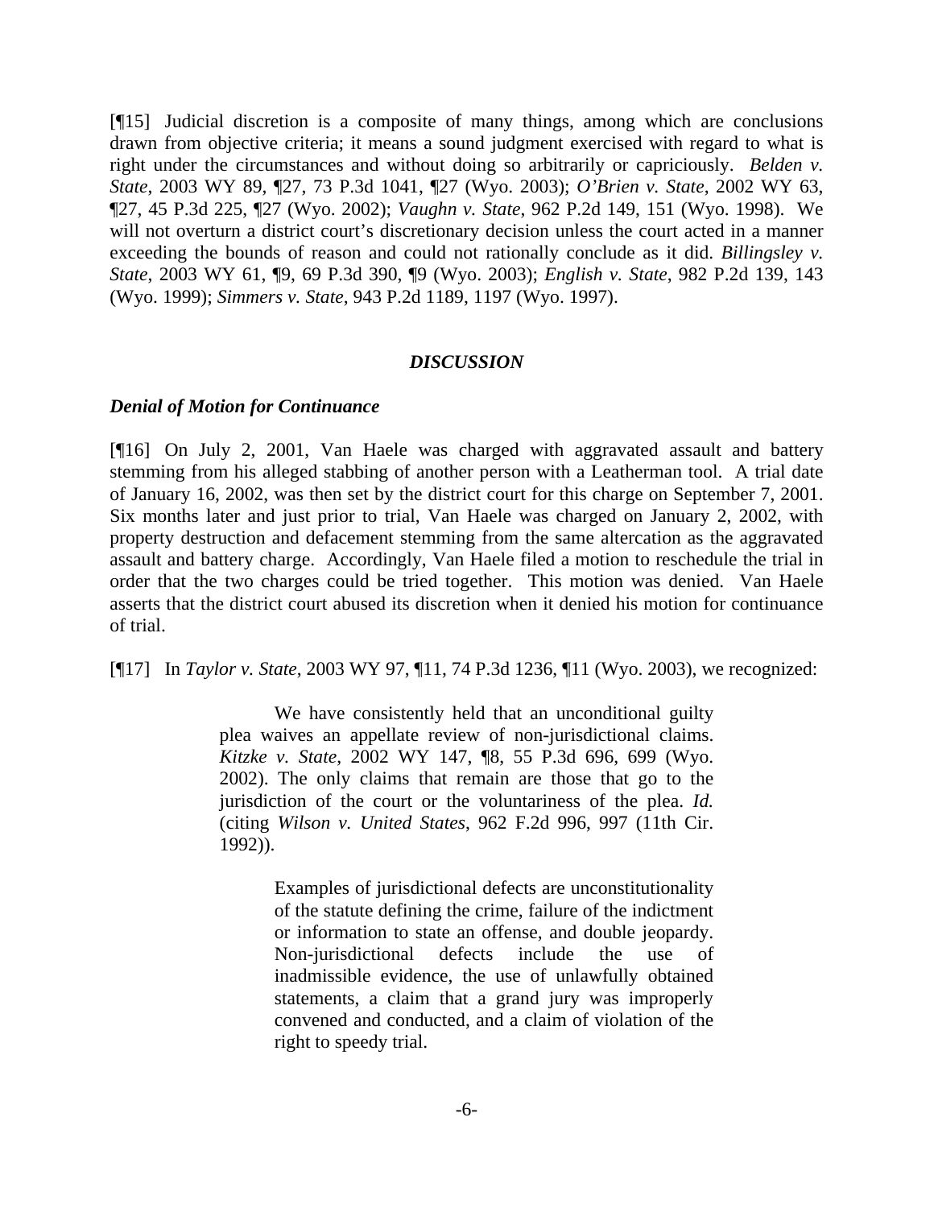[¶15] Judicial discretion is a composite of many things, among which are conclusions drawn from objective criteria; it means a sound judgment exercised with regard to what is right under the circumstances and without doing so arbitrarily or capriciously. *Belden v. State*, 2003 WY 89, ¶27, 73 P.3d 1041, ¶27 (Wyo. 2003); *O'Brien v. State*, 2002 WY 63, ¶27, 45 P.3d 225, ¶27 (Wyo. 2002); *Vaughn v. State*, 962 P.2d 149, 151 (Wyo. 1998). We will not overturn a district court's discretionary decision unless the court acted in a manner exceeding the bounds of reason and could not rationally conclude as it did. *Billingsley v. State*, 2003 WY 61, ¶9, 69 P.3d 390, ¶9 (Wyo. 2003); *English v. State*, 982 P.2d 139, 143 (Wyo. 1999); *Simmers v. State*, 943 P.2d 1189, 1197 (Wyo. 1997).

## *DISCUSSION*

### *Denial of Motion for Continuance*

[¶16] On July 2, 2001, Van Haele was charged with aggravated assault and battery stemming from his alleged stabbing of another person with a Leatherman tool. A trial date of January 16, 2002, was then set by the district court for this charge on September 7, 2001. Six months later and just prior to trial, Van Haele was charged on January 2, 2002, with property destruction and defacement stemming from the same altercation as the aggravated assault and battery charge. Accordingly, Van Haele filed a motion to reschedule the trial in order that the two charges could be tried together. This motion was denied. Van Haele asserts that the district court abused its discretion when it denied his motion for continuance of trial.

[¶17] In *Taylor v. State*, 2003 WY 97, ¶11, 74 P.3d 1236, ¶11 (Wyo. 2003), we recognized:

> We have consistently held that an unconditional guilty plea waives an appellate review of non-jurisdictional claims. *Kitzke v. State*, 2002 WY 147, ¶8, 55 P.3d 696, 699 (Wyo. 2002). The only claims that remain are those that go to the jurisdiction of the court or the voluntariness of the plea. *Id.* (citing *Wilson v. United States*, 962 F.2d 996, 997 (11th Cir. 1992)).
>
> > Examples of jurisdictional defects are unconstitutionality of the statute defining the crime, failure of the indictment or information to state an offense, and double jeopardy. Non-jurisdictional defects include the use of inadmissible evidence, the use of unlawfully obtained statements, a claim that a grand jury was improperly convened and conducted, and a claim of violation of the right to speedy trial.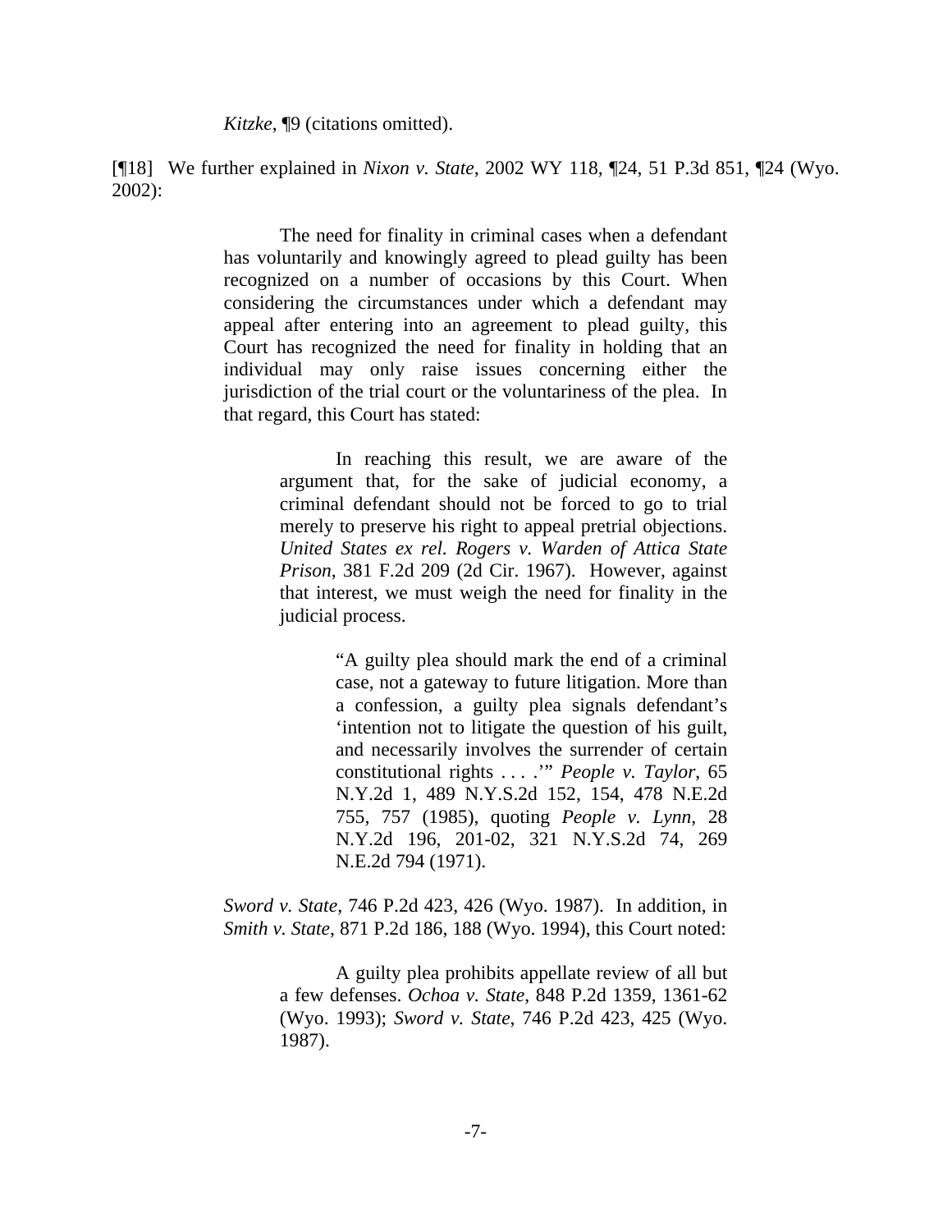*Kitzke*, ¶9 (citations omitted).

[¶18] We further explained in *Nixon v. State*, 2002 WY 118, ¶24, 51 P.3d 851, ¶24 (Wyo. 2002):

> The need for finality in criminal cases when a defendant has voluntarily and knowingly agreed to plead guilty has been recognized on a number of occasions by this Court. When considering the circumstances under which a defendant may appeal after entering into an agreement to plead guilty, this Court has recognized the need for finality in holding that an individual may only raise issues concerning either the jurisdiction of the trial court or the voluntariness of the plea. In that regard, this Court has stated:
>
>> In reaching this result, we are aware of the argument that, for the sake of judicial economy, a criminal defendant should not be forced to go to trial merely to preserve his right to appeal pretrial objections. *United States ex rel. Rogers v. Warden of Attica State Prison*, 381 F.2d 209 (2d Cir. 1967). However, against that interest, we must weigh the need for finality in the judicial process.
>>
>>> "A guilty plea should mark the end of a criminal case, not a gateway to future litigation. More than a confession, a guilty plea signals defendant's 'intention not to litigate the question of his guilt, and necessarily involves the surrender of certain constitutional rights . . . .'" *People v. Taylor*, 65 N.Y.2d 1, 489 N.Y.S.2d 152, 154, 478 N.E.2d 755, 757 (1985), quoting *People v. Lynn*, 28 N.Y.2d 196, 201-02, 321 N.Y.S.2d 74, 269 N.E.2d 794 (1971).
>
> *Sword v. State*, 746 P.2d 423, 426 (Wyo. 1987). In addition, in *Smith v. State*, 871 P.2d 186, 188 (Wyo. 1994), this Court noted:
>
>> A guilty plea prohibits appellate review of all but a few defenses. *Ochoa v. State*, 848 P.2d 1359, 1361-62 (Wyo. 1993); *Sword v. State*, 746 P.2d 423, 425 (Wyo. 1987).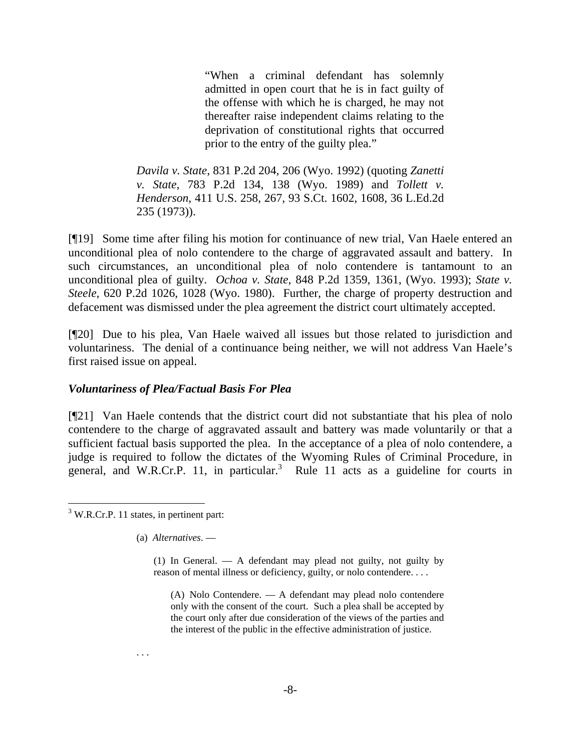> "When a criminal defendant has solemnly admitted in open court that he is in fact guilty of the offense with which he is charged, he may not thereafter raise independent claims relating to the deprivation of constitutional rights that occurred prior to the entry of the guilty plea."
>
> *Davila v. State*, 831 P.2d 204, 206 (Wyo. 1992) (quoting *Zanetti v. State*, 783 P.2d 134, 138 (Wyo. 1989) and *Tollett v. Henderson*, 411 U.S. 258, 267, 93 S.Ct. 1602, 1608, 36 L.Ed.2d 235 (1973)).

[¶19] Some time after filing his motion for continuance of new trial, Van Haele entered an unconditional plea of nolo contendere to the charge of aggravated assault and battery. In such circumstances, an unconditional plea of nolo contendere is tantamount to an unconditional plea of guilty. *Ochoa v. State*, 848 P.2d 1359, 1361, (Wyo. 1993); *State v. Steele*, 620 P.2d 1026, 1028 (Wyo. 1980). Further, the charge of property destruction and defacement was dismissed under the plea agreement the district court ultimately accepted.

[¶20] Due to his plea, Van Haele waived all issues but those related to jurisdiction and voluntariness. The denial of a continuance being neither, we will not address Van Haele's first raised issue on appeal.

### *Voluntariness of Plea/Factual Basis For Plea*

[¶21] Van Haele contends that the district court did not substantiate that his plea of nolo contendere to the charge of aggravated assault and battery was made voluntarily or that a sufficient factual basis supported the plea. In the acceptance of a plea of nolo contendere, a judge is required to follow the dictates of the Wyoming Rules of Criminal Procedure, in general, and W.R.Cr.P. 11, in particular.[3] Rule 11 acts as a guideline for courts in

---

[3] W.R.Cr.P. 11 states, in pertinent part:

> (a) *Alternatives*. —
>
> (1) In General. — A defendant may plead not guilty, not guilty by reason of mental illness or deficiency, guilty, or nolo contendere. . . .
>
> (A) Nolo Contendere. — A defendant may plead nolo contendere only with the consent of the court. Such a plea shall be accepted by the court only after due consideration of the views of the parties and the interest of the public in the effective administration of justice.
>
> . . .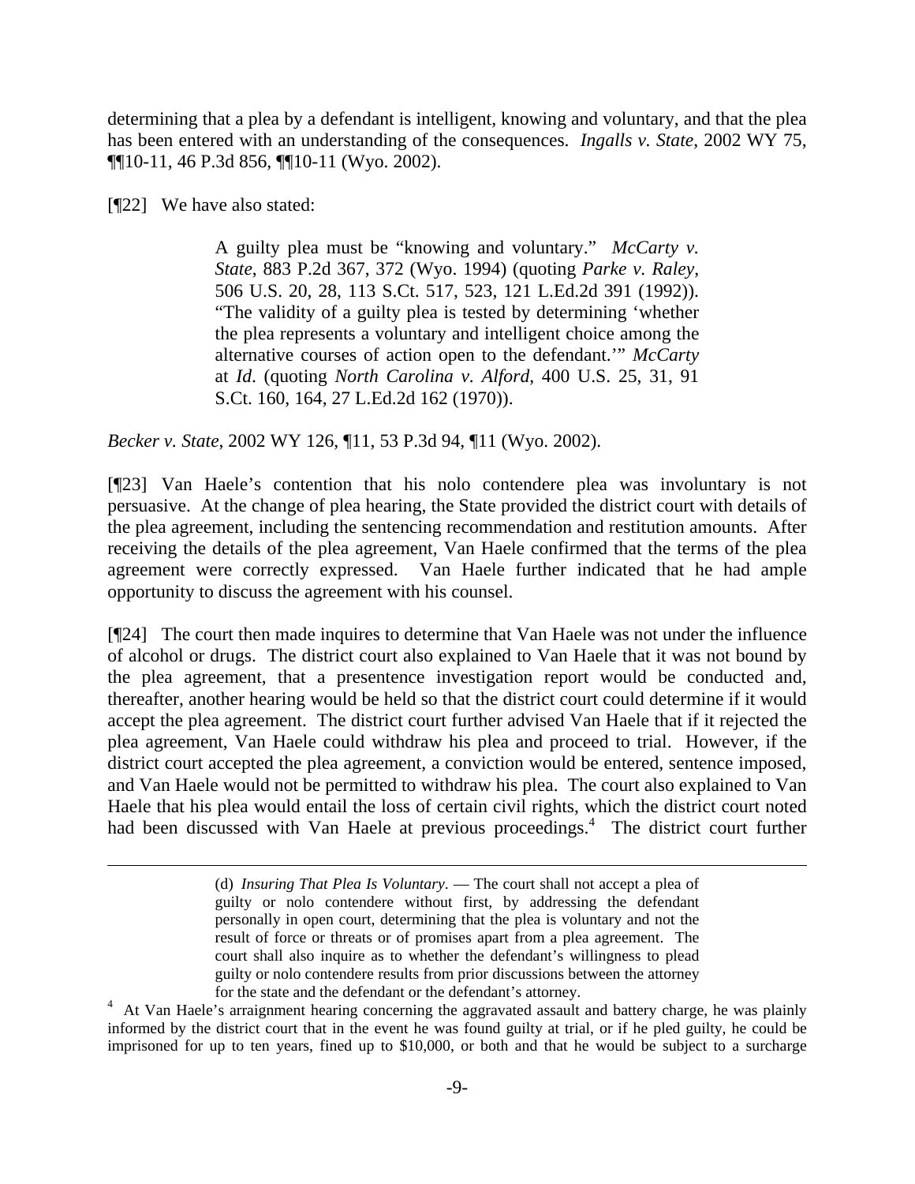determining that a plea by a defendant is intelligent, knowing and voluntary, and that the plea has been entered with an understanding of the consequences. *Ingalls v. State*, 2002 WY 75, ¶¶10-11, 46 P.3d 856, ¶¶10-11 (Wyo. 2002).

[¶22] We have also stated:

> A guilty plea must be "knowing and voluntary." *McCarty v. State*, 883 P.2d 367, 372 (Wyo. 1994) (quoting *Parke v. Raley*, 506 U.S. 20, 28, 113 S.Ct. 517, 523, 121 L.Ed.2d 391 (1992)). "The validity of a guilty plea is tested by determining 'whether the plea represents a voluntary and intelligent choice among the alternative courses of action open to the defendant.'" *McCarty* at *Id*. (quoting *North Carolina v. Alford*, 400 U.S. 25, 31, 91 S.Ct. 160, 164, 27 L.Ed.2d 162 (1970)).

*Becker v. State*, 2002 WY 126, ¶11, 53 P.3d 94, ¶11 (Wyo. 2002).

[¶23] Van Haele's contention that his nolo contendere plea was involuntary is not persuasive. At the change of plea hearing, the State provided the district court with details of the plea agreement, including the sentencing recommendation and restitution amounts. After receiving the details of the plea agreement, Van Haele confirmed that the terms of the plea agreement were correctly expressed. Van Haele further indicated that he had ample opportunity to discuss the agreement with his counsel.

[¶24] The court then made inquires to determine that Van Haele was not under the influence of alcohol or drugs. The district court also explained to Van Haele that it was not bound by the plea agreement, that a presentence investigation report would be conducted and, thereafter, another hearing would be held so that the district court could determine if it would accept the plea agreement. The district court further advised Van Haele that if it rejected the plea agreement, Van Haele could withdraw his plea and proceed to trial. However, if the district court accepted the plea agreement, a conviction would be entered, sentence imposed, and Van Haele would not be permitted to withdraw his plea. The court also explained to Van Haele that his plea would entail the loss of certain civil rights, which the district court noted had been discussed with Van Haele at previous proceedings.[4] The district court further

---

> (d) *Insuring That Plea Is Voluntary*. — The court shall not accept a plea of guilty or nolo contendere without first, by addressing the defendant personally in open court, determining that the plea is voluntary and not the result of force or threats or of promises apart from a plea agreement. The court shall also inquire as to whether the defendant's willingness to plead guilty or nolo contendere results from prior discussions between the attorney for the state and the defendant or the defendant's attorney.

[4] At Van Haele's arraignment hearing concerning the aggravated assault and battery charge, he was plainly informed by the district court that in the event he was found guilty at trial, or if he pled guilty, he could be imprisoned for up to ten years, fined up to $10,000, or both and that he would be subject to a surcharge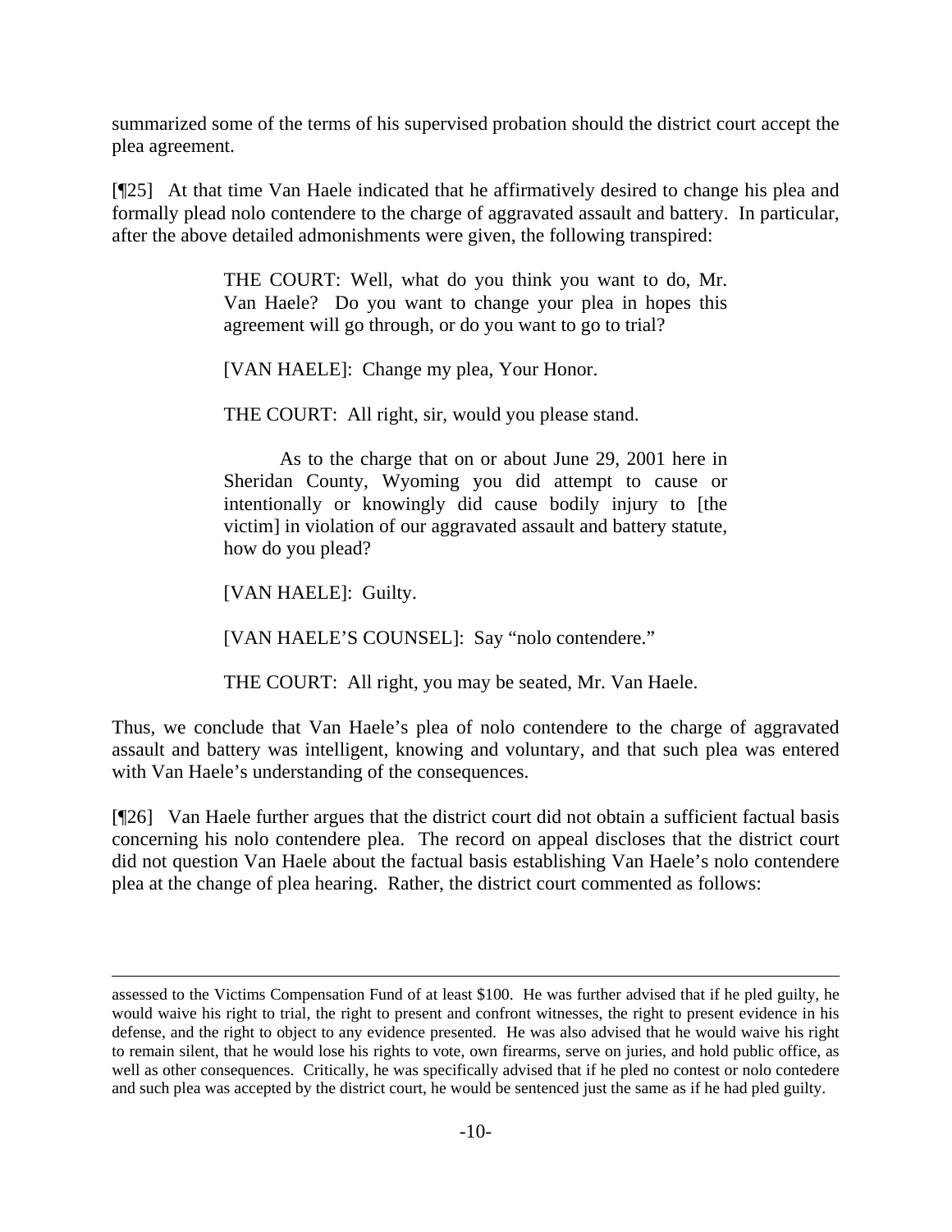summarized some of the terms of his supervised probation should the district court accept the plea agreement.

[¶25] At that time Van Haele indicated that he affirmatively desired to change his plea and formally plead nolo contendere to the charge of aggravated assault and battery. In particular, after the above detailed admonishments were given, the following transpired:

> THE COURT: Well, what do you think you want to do, Mr. Van Haele? Do you want to change your plea in hopes this agreement will go through, or do you want to go to trial?
>
> [VAN HAELE]: Change my plea, Your Honor.
>
> THE COURT: All right, sir, would you please stand.
>
> As to the charge that on or about June 29, 2001 here in Sheridan County, Wyoming you did attempt to cause or intentionally or knowingly did cause bodily injury to [the victim] in violation of our aggravated assault and battery statute, how do you plead?
>
> [VAN HAELE]: Guilty.
>
> [VAN HAELE'S COUNSEL]: Say "nolo contendere."
>
> THE COURT: All right, you may be seated, Mr. Van Haele.

Thus, we conclude that Van Haele's plea of nolo contendere to the charge of aggravated assault and battery was intelligent, knowing and voluntary, and that such plea was entered with Van Haele's understanding of the consequences.

[¶26] Van Haele further argues that the district court did not obtain a sufficient factual basis concerning his nolo contendere plea. The record on appeal discloses that the district court did not question Van Haele about the factual basis establishing Van Haele's nolo contendere plea at the change of plea hearing. Rather, the district court commented as follows:

---

assessed to the Victims Compensation Fund of at least $100. He was further advised that if he pled guilty, he would waive his right to trial, the right to present and confront witnesses, the right to present evidence in his defense, and the right to object to any evidence presented. He was also advised that he would waive his right to remain silent, that he would lose his rights to vote, own firearms, serve on juries, and hold public office, as well as other consequences. Critically, he was specifically advised that if he pled no contest or nolo contedere and such plea was accepted by the district court, he would be sentenced just the same as if he had pled guilty.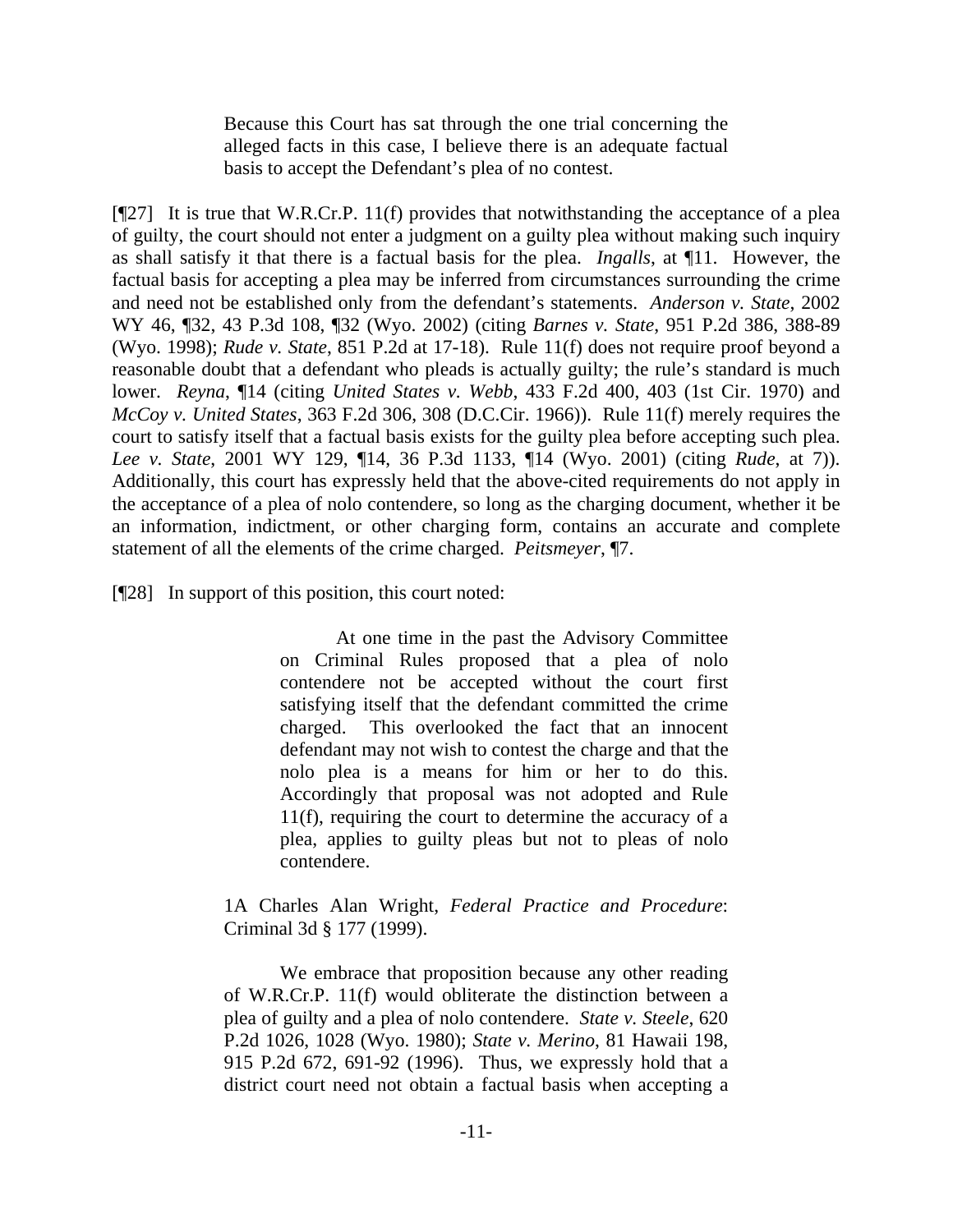> Because this Court has sat through the one trial concerning the alleged facts in this case, I believe there is an adequate factual basis to accept the Defendant's plea of no contest.

[¶27] It is true that W.R.Cr.P. 11(f) provides that notwithstanding the acceptance of a plea of guilty, the court should not enter a judgment on a guilty plea without making such inquiry as shall satisfy it that there is a factual basis for the plea. *Ingalls*, at ¶11. However, the factual basis for accepting a plea may be inferred from circumstances surrounding the crime and need not be established only from the defendant's statements. *Anderson v. State*, 2002 WY 46, ¶32, 43 P.3d 108, ¶32 (Wyo. 2002) (citing *Barnes v. State*, 951 P.2d 386, 388-89 (Wyo. 1998); *Rude v. State*, 851 P.2d at 17-18). Rule 11(f) does not require proof beyond a reasonable doubt that a defendant who pleads is actually guilty; the rule's standard is much lower. *Reyna*, ¶14 (citing *United States v. Webb*, 433 F.2d 400, 403 (1st Cir. 1970) and *McCoy v. United States*, 363 F.2d 306, 308 (D.C.Cir. 1966)). Rule 11(f) merely requires the court to satisfy itself that a factual basis exists for the guilty plea before accepting such plea. *Lee v. State*, 2001 WY 129, ¶14, 36 P.3d 1133, ¶14 (Wyo. 2001) (citing *Rude*, at 7)). Additionally, this court has expressly held that the above-cited requirements do not apply in the acceptance of a plea of nolo contendere, so long as the charging document, whether it be an information, indictment, or other charging form, contains an accurate and complete statement of all the elements of the crime charged. *Peitsmeyer*, ¶7.

[¶28] In support of this position, this court noted:

> > At one time in the past the Advisory Committee on Criminal Rules proposed that a plea of nolo contendere not be accepted without the court first satisfying itself that the defendant committed the crime charged. This overlooked the fact that an innocent defendant may not wish to contest the charge and that the nolo plea is a means for him or her to do this. Accordingly that proposal was not adopted and Rule 11(f), requiring the court to determine the accuracy of a plea, applies to guilty pleas but not to pleas of nolo contendere.
>
> 1A Charles Alan Wright, *Federal Practice and Procedure*: Criminal 3d § 177 (1999).
>
> We embrace that proposition because any other reading of W.R.Cr.P. 11(f) would obliterate the distinction between a plea of guilty and a plea of nolo contendere. *State v. Steele*, 620 P.2d 1026, 1028 (Wyo. 1980); *State v. Merino*, 81 Hawaii 198, 915 P.2d 672, 691-92 (1996). Thus, we expressly hold that a district court need not obtain a factual basis when accepting a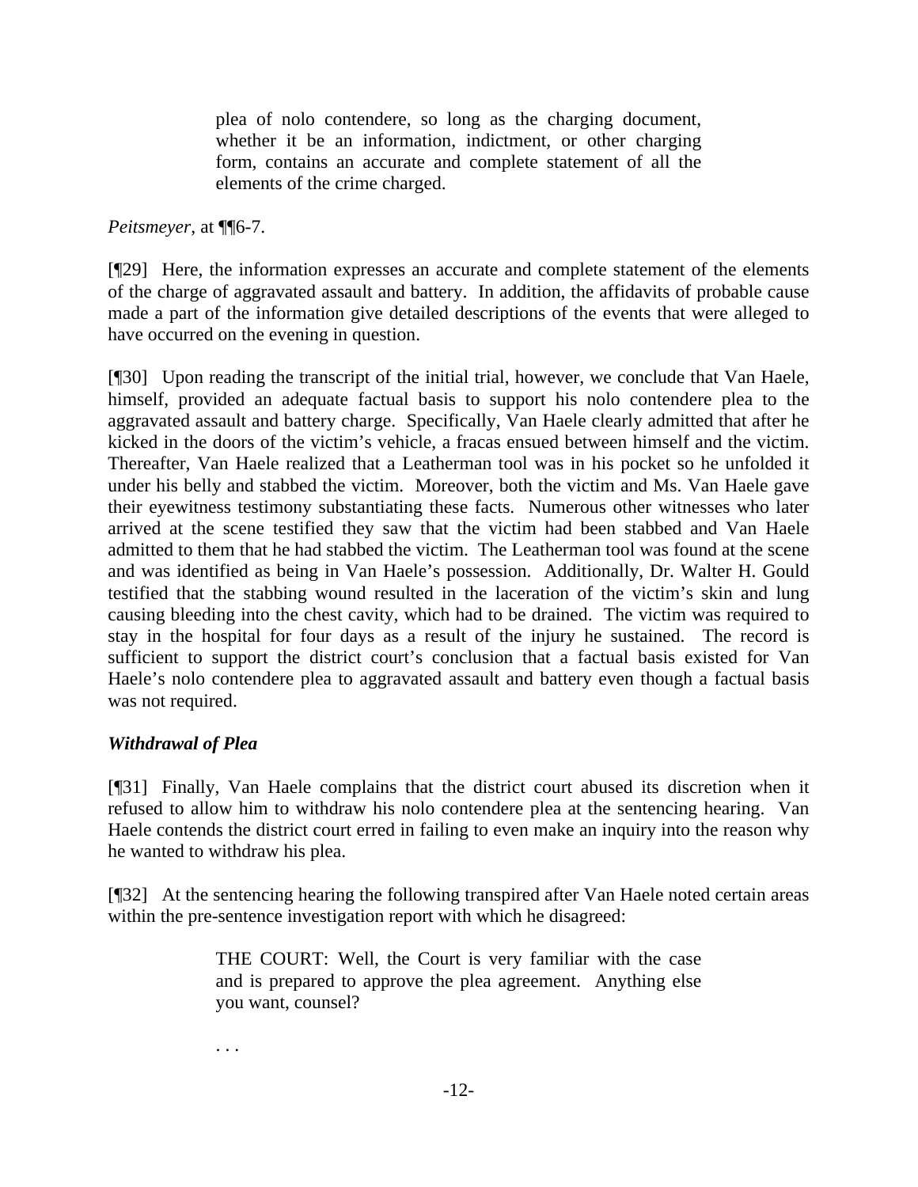> plea of nolo contendere, so long as the charging document, whether it be an information, indictment, or other charging form, contains an accurate and complete statement of all the elements of the crime charged.

*Peitsmeyer*, at ¶¶6-7.

[¶29] Here, the information expresses an accurate and complete statement of the elements of the charge of aggravated assault and battery. In addition, the affidavits of probable cause made a part of the information give detailed descriptions of the events that were alleged to have occurred on the evening in question.

[¶30] Upon reading the transcript of the initial trial, however, we conclude that Van Haele, himself, provided an adequate factual basis to support his nolo contendere plea to the aggravated assault and battery charge. Specifically, Van Haele clearly admitted that after he kicked in the doors of the victim's vehicle, a fracas ensued between himself and the victim. Thereafter, Van Haele realized that a Leatherman tool was in his pocket so he unfolded it under his belly and stabbed the victim. Moreover, both the victim and Ms. Van Haele gave their eyewitness testimony substantiating these facts. Numerous other witnesses who later arrived at the scene testified they saw that the victim had been stabbed and Van Haele admitted to them that he had stabbed the victim. The Leatherman tool was found at the scene and was identified as being in Van Haele's possession. Additionally, Dr. Walter H. Gould testified that the stabbing wound resulted in the laceration of the victim's skin and lung causing bleeding into the chest cavity, which had to be drained. The victim was required to stay in the hospital for four days as a result of the injury he sustained. The record is sufficient to support the district court's conclusion that a factual basis existed for Van Haele's nolo contendere plea to aggravated assault and battery even though a factual basis was not required.

***Withdrawal of Plea***

[¶31] Finally, Van Haele complains that the district court abused its discretion when it refused to allow him to withdraw his nolo contendere plea at the sentencing hearing. Van Haele contends the district court erred in failing to even make an inquiry into the reason why he wanted to withdraw his plea.

[¶32] At the sentencing hearing the following transpired after Van Haele noted certain areas within the pre-sentence investigation report with which he disagreed:

> THE COURT: Well, the Court is very familiar with the case and is prepared to approve the plea agreement. Anything else you want, counsel?
>
> . . .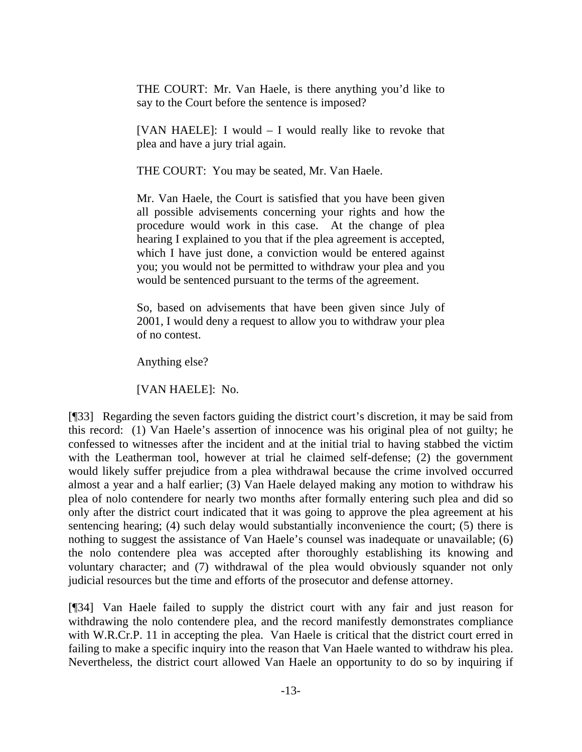> THE COURT: Mr. Van Haele, is there anything you'd like to say to the Court before the sentence is imposed?
>
> [VAN HAELE]: I would – I would really like to revoke that plea and have a jury trial again.
>
> THE COURT: You may be seated, Mr. Van Haele.
>
> Mr. Van Haele, the Court is satisfied that you have been given all possible advisements concerning your rights and how the procedure would work in this case. At the change of plea hearing I explained to you that if the plea agreement is accepted, which I have just done, a conviction would be entered against you; you would not be permitted to withdraw your plea and you would be sentenced pursuant to the terms of the agreement.
>
> So, based on advisements that have been given since July of 2001, I would deny a request to allow you to withdraw your plea of no contest.
>
> Anything else?
>
> [VAN HAELE]: No.

[¶33] Regarding the seven factors guiding the district court's discretion, it may be said from this record: (1) Van Haele's assertion of innocence was his original plea of not guilty; he confessed to witnesses after the incident and at the initial trial to having stabbed the victim with the Leatherman tool, however at trial he claimed self-defense; (2) the government would likely suffer prejudice from a plea withdrawal because the crime involved occurred almost a year and a half earlier; (3) Van Haele delayed making any motion to withdraw his plea of nolo contendere for nearly two months after formally entering such plea and did so only after the district court indicated that it was going to approve the plea agreement at his sentencing hearing; (4) such delay would substantially inconvenience the court; (5) there is nothing to suggest the assistance of Van Haele's counsel was inadequate or unavailable; (6) the nolo contendere plea was accepted after thoroughly establishing its knowing and voluntary character; and (7) withdrawal of the plea would obviously squander not only judicial resources but the time and efforts of the prosecutor and defense attorney.

[¶34] Van Haele failed to supply the district court with any fair and just reason for withdrawing the nolo contendere plea, and the record manifestly demonstrates compliance with W.R.Cr.P. 11 in accepting the plea. Van Haele is critical that the district court erred in failing to make a specific inquiry into the reason that Van Haele wanted to withdraw his plea. Nevertheless, the district court allowed Van Haele an opportunity to do so by inquiring if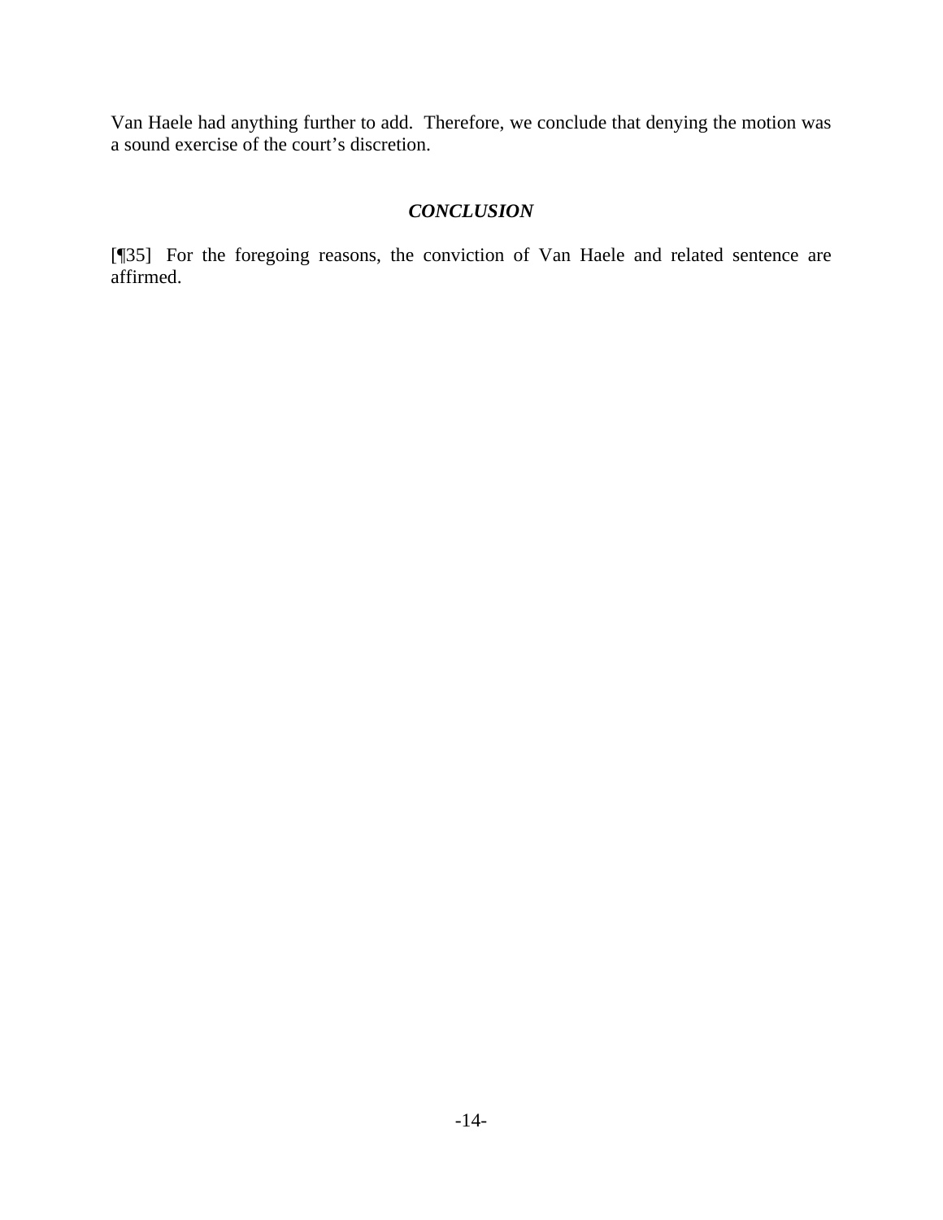Van Haele had anything further to add. Therefore, we conclude that denying the motion was a sound exercise of the court's discretion.

## *CONCLUSION*

[¶35] For the foregoing reasons, the conviction of Van Haele and related sentence are affirmed.